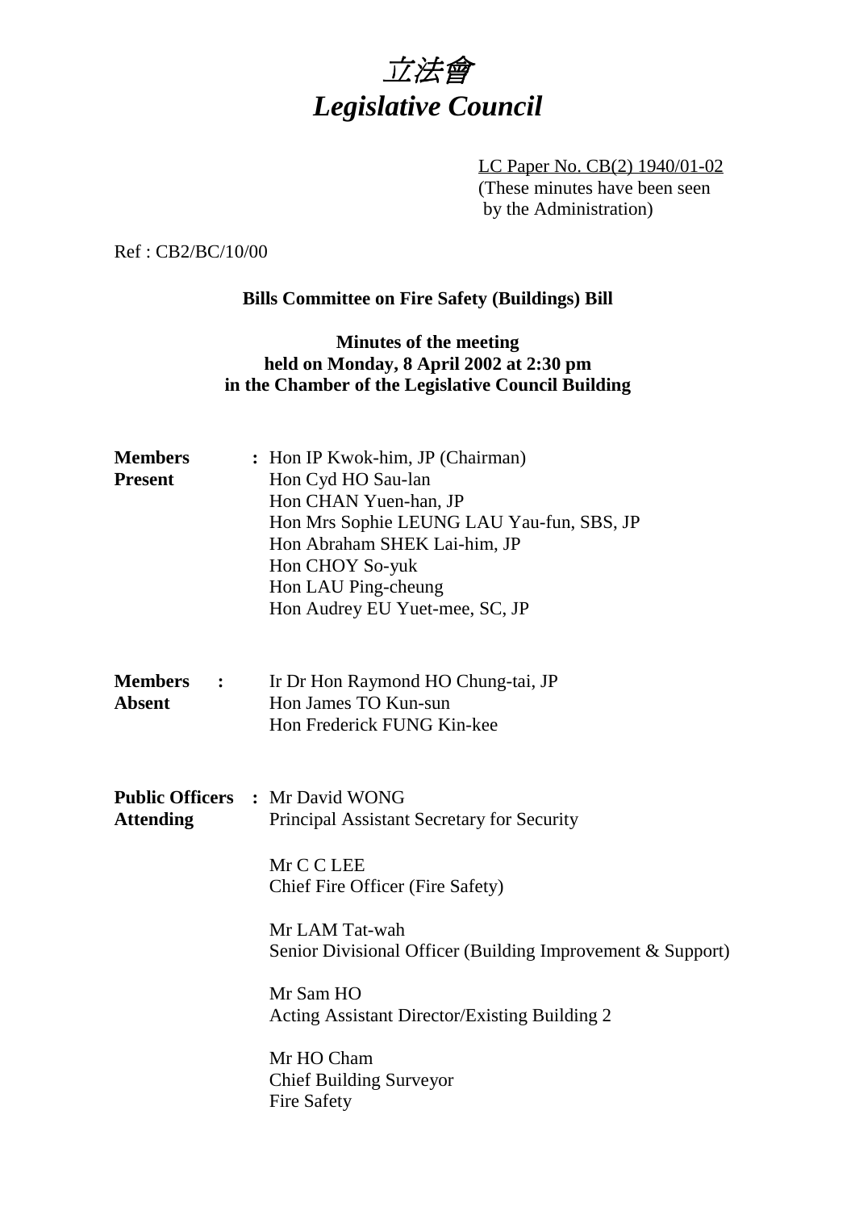# *立法會*
# *Legislative Council*

LC Paper No. CB(2) 1940/01-02
(These minutes have been seen by the Administration)

Ref : CB2/BC/10/00

**Bills Committee on Fire Safety (Buildings) Bill**

**Minutes of the meeting held on Monday, 8 April 2002 at 2:30 pm in the Chamber of the Legislative Council Building**

**Members Present** : Hon IP Kwok-him, JP (Chairman)
Hon Cyd HO Sau-lan
Hon CHAN Yuen-han, JP
Hon Mrs Sophie LEUNG LAU Yau-fun, SBS, JP
Hon Abraham SHEK Lai-him, JP
Hon CHOY So-yuk
Hon LAU Ping-cheung
Hon Audrey EU Yuet-mee, SC, JP

**Members Absent** : Ir Dr Hon Raymond HO Chung-tai, JP
Hon James TO Kun-sun
Hon Frederick FUNG Kin-kee

**Public Officers Attending** : Mr David WONG
Principal Assistant Secretary for Security

Mr C C LEE
Chief Fire Officer (Fire Safety)

Mr LAM Tat-wah
Senior Divisional Officer (Building Improvement & Support)

Mr Sam HO
Acting Assistant Director/Existing Building 2

Mr HO Cham
Chief Building Surveyor
Fire Safety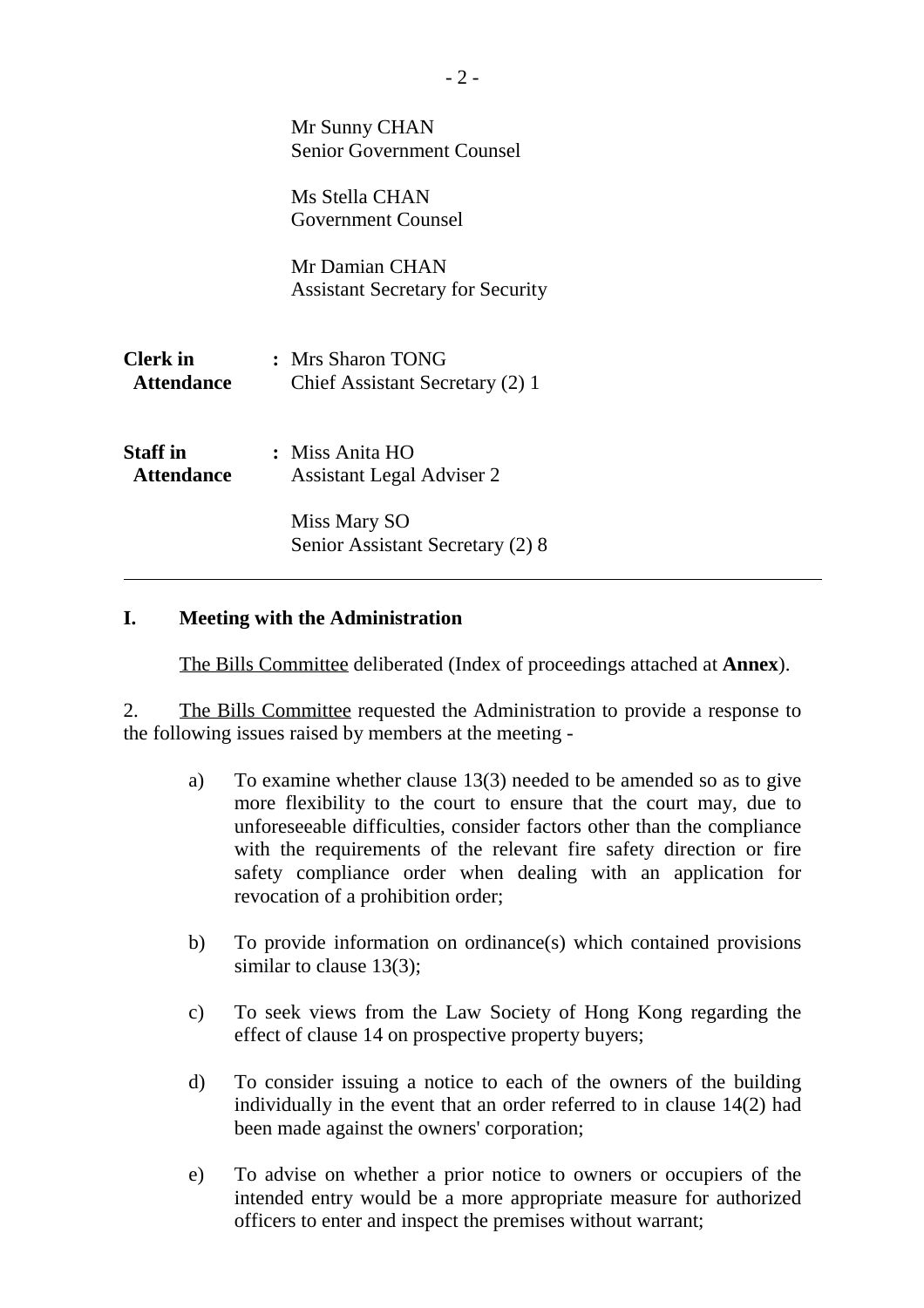Mr Sunny CHAN
Senior Government Counsel

Ms Stella CHAN
Government Counsel

Mr Damian CHAN
Assistant Secretary for Security

**Clerk in Attendance** : Mrs Sharon TONG
Chief Assistant Secretary (2) 1

**Staff in Attendance** : Miss Anita HO
Assistant Legal Adviser 2

Miss Mary SO
Senior Assistant Secretary (2) 8

---

## I. Meeting with the Administration

The Bills Committee deliberated (Index of proceedings attached at **Annex**).

2. The Bills Committee requested the Administration to provide a response to the following issues raised by members at the meeting -

a) To examine whether clause 13(3) needed to be amended so as to give more flexibility to the court to ensure that the court may, due to unforeseeable difficulties, consider factors other than the compliance with the requirements of the relevant fire safety direction or fire safety compliance order when dealing with an application for revocation of a prohibition order;

b) To provide information on ordinance(s) which contained provisions similar to clause 13(3);

c) To seek views from the Law Society of Hong Kong regarding the effect of clause 14 on prospective property buyers;

d) To consider issuing a notice to each of the owners of the building individually in the event that an order referred to in clause 14(2) had been made against the owners' corporation;

e) To advise on whether a prior notice to owners or occupiers of the intended entry would be a more appropriate measure for authorized officers to enter and inspect the premises without warrant;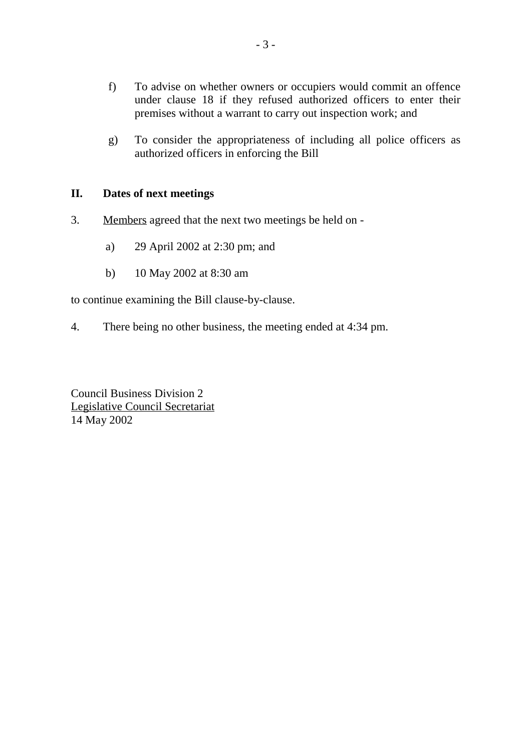f) To advise on whether owners or occupiers would commit an offence under clause 18 if they refused authorized officers to enter their premises without a warrant to carry out inspection work; and

g) To consider the appropriateness of including all police officers as authorized officers in enforcing the Bill

## II. Dates of next meetings

3. Members agreed that the next two meetings be held on -

a) 29 April 2002 at 2:30 pm; and

b) 10 May 2002 at 8:30 am

to continue examining the Bill clause-by-clause.

4. There being no other business, the meeting ended at 4:34 pm.

Council Business Division 2
Legislative Council Secretariat
14 May 2002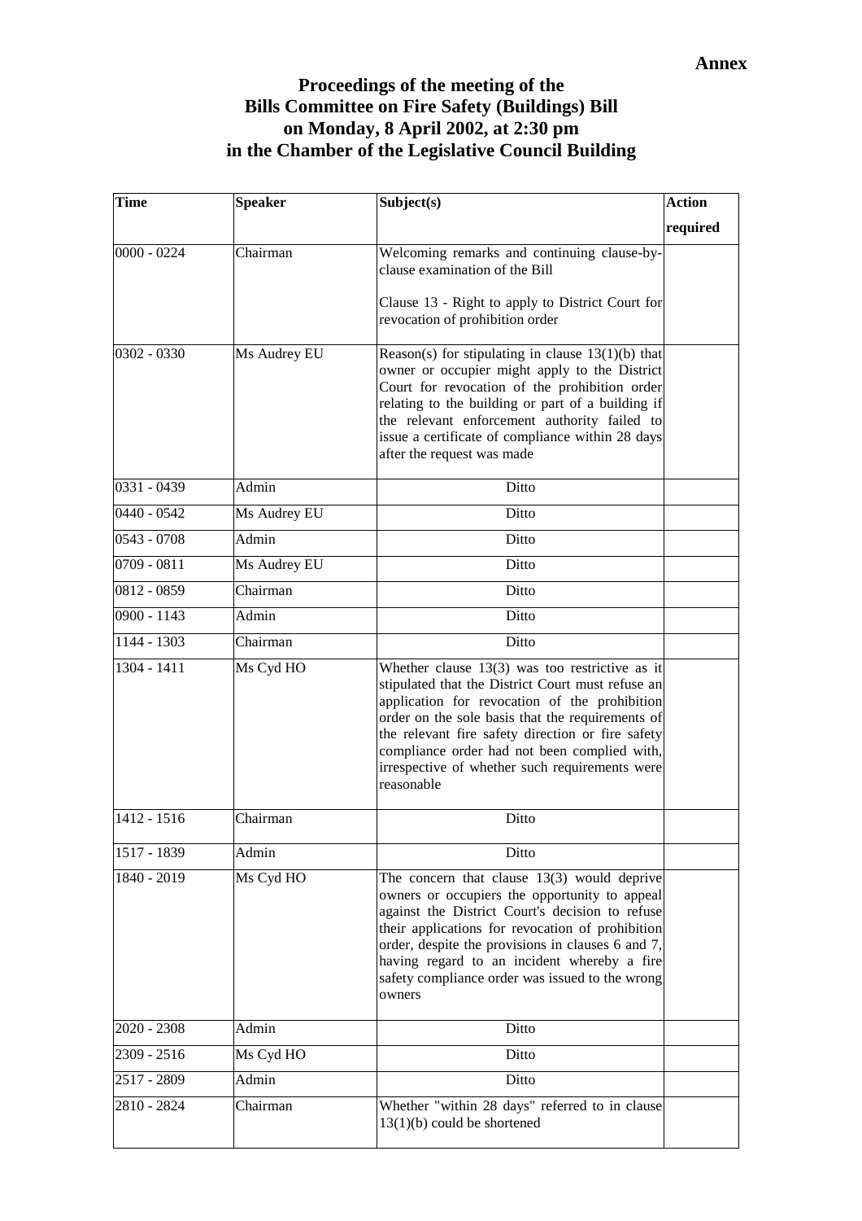**Annex**

# Proceedings of the meeting of the Bills Committee on Fire Safety (Buildings) Bill on Monday, 8 April 2002, at 2:30 pm in the Chamber of the Legislative Council Building

| Time | Speaker | Subject(s) | Action required |
|---|---|---|---|
| 0000 - 0224 | Chairman | Welcoming remarks and continuing clause-by-clause examination of the Bill<br><br>Clause 13 - Right to apply to District Court for revocation of prohibition order | |
| 0302 - 0330 | Ms Audrey EU | Reason(s) for stipulating in clause 13(1)(b) that owner or occupier might apply to the District Court for revocation of the prohibition order relating to the building or part of a building if the relevant enforcement authority failed to issue a certificate of compliance within 28 days after the request was made | |
| 0331 - 0439 | Admin | Ditto | |
| 0440 - 0542 | Ms Audrey EU | Ditto | |
| 0543 - 0708 | Admin | Ditto | |
| 0709 - 0811 | Ms Audrey EU | Ditto | |
| 0812 - 0859 | Chairman | Ditto | |
| 0900 - 1143 | Admin | Ditto | |
| 1144 - 1303 | Chairman | Ditto | |
| 1304 - 1411 | Ms Cyd HO | Whether clause 13(3) was too restrictive as it stipulated that the District Court must refuse an application for revocation of the prohibition order on the sole basis that the requirements of the relevant fire safety direction or fire safety compliance order had not been complied with, irrespective of whether such requirements were reasonable | |
| 1412 - 1516 | Chairman | Ditto | |
| 1517 - 1839 | Admin | Ditto | |
| 1840 - 2019 | Ms Cyd HO | The concern that clause 13(3) would deprive owners or occupiers the opportunity to appeal against the District Court's decision to refuse their applications for revocation of prohibition order, despite the provisions in clauses 6 and 7, having regard to an incident whereby a fire safety compliance order was issued to the wrong owners | |
| 2020 - 2308 | Admin | Ditto | |
| 2309 - 2516 | Ms Cyd HO | Ditto | |
| 2517 - 2809 | Admin | Ditto | |
| 2810 - 2824 | Chairman | Whether "within 28 days" referred to in clause 13(1)(b) could be shortened | |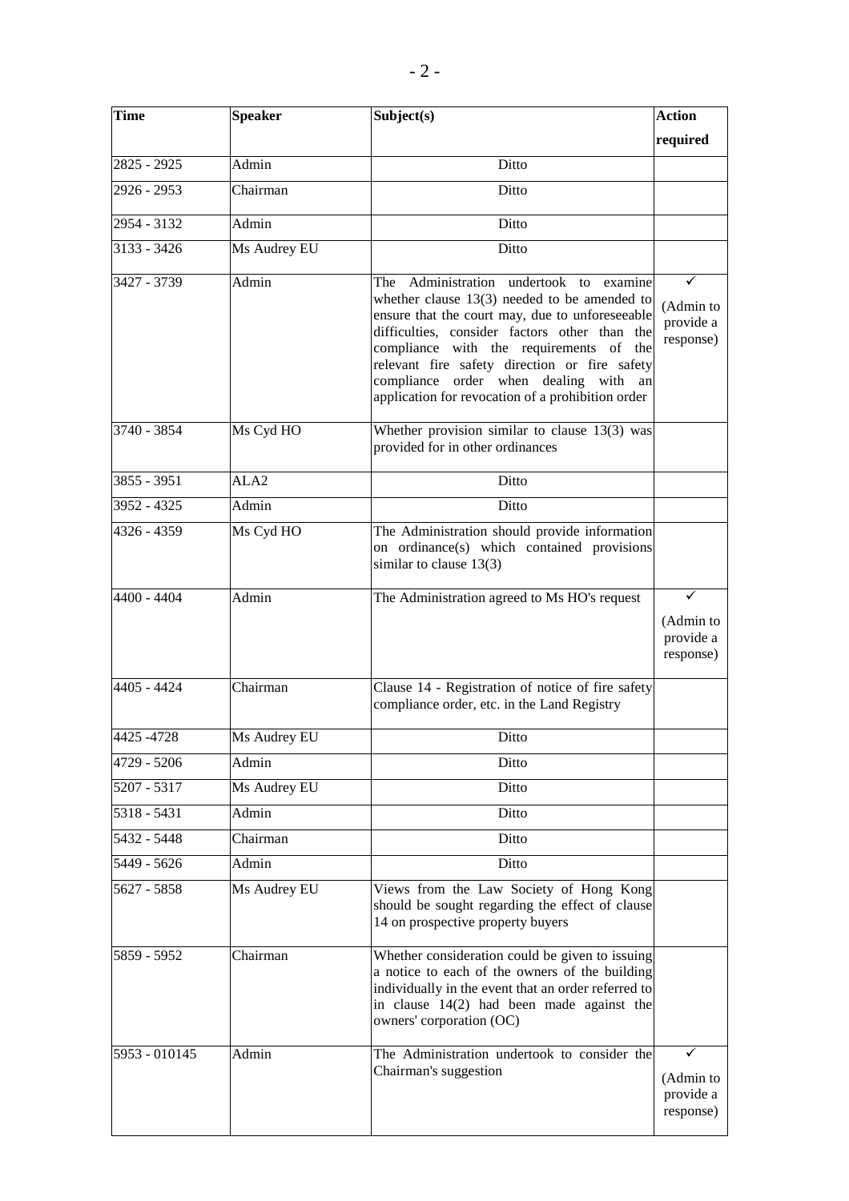| Time | Speaker | Subject(s) | Action required |
|---|---|---|---|
| 2825 - 2925 | Admin | Ditto | |
| 2926 - 2953 | Chairman | Ditto | |
| 2954 - 3132 | Admin | Ditto | |
| 3133 - 3426 | Ms Audrey EU | Ditto | |
| 3427 - 3739 | Admin | The Administration undertook to examine whether clause 13(3) needed to be amended to ensure that the court may, due to unforeseeable difficulties, consider factors other than the compliance with the requirements of the relevant fire safety direction or fire safety compliance order when dealing with an application for revocation of a prohibition order | ✓ (Admin to provide a response) |
| 3740 - 3854 | Ms Cyd HO | Whether provision similar to clause 13(3) was provided for in other ordinances | |
| 3855 - 3951 | ALA2 | Ditto | |
| 3952 - 4325 | Admin | Ditto | |
| 4326 - 4359 | Ms Cyd HO | The Administration should provide information on ordinance(s) which contained provisions similar to clause 13(3) | |
| 4400 - 4404 | Admin | The Administration agreed to Ms HO's request | ✓ (Admin to provide a response) |
| 4405 - 4424 | Chairman | Clause 14 - Registration of notice of fire safety compliance order, etc. in the Land Registry | |
| 4425 -4728 | Ms Audrey EU | Ditto | |
| 4729 - 5206 | Admin | Ditto | |
| 5207 - 5317 | Ms Audrey EU | Ditto | |
| 5318 - 5431 | Admin | Ditto | |
| 5432 - 5448 | Chairman | Ditto | |
| 5449 - 5626 | Admin | Ditto | |
| 5627 - 5858 | Ms Audrey EU | Views from the Law Society of Hong Kong should be sought regarding the effect of clause 14 on prospective property buyers | |
| 5859 - 5952 | Chairman | Whether consideration could be given to issuing a notice to each of the owners of the building individually in the event that an order referred to in clause 14(2) had been made against the owners' corporation (OC) | |
| 5953 - 010145 | Admin | The Administration undertook to consider the Chairman's suggestion | ✓ (Admin to provide a response) |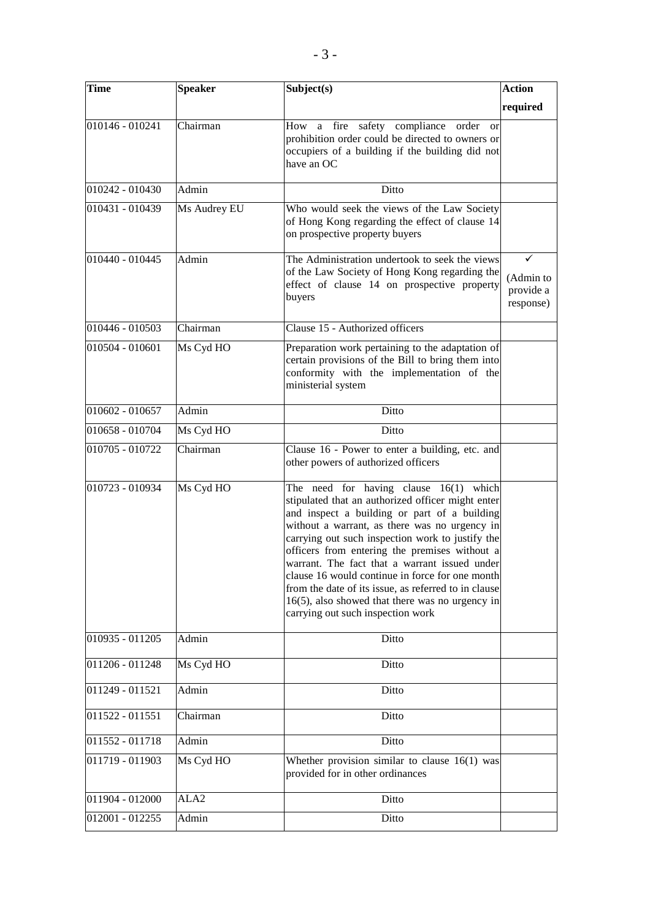| Time | Speaker | Subject(s) | Action required |
|---|---|---|---|
| 010146 - 010241 | Chairman | How a fire safety compliance order or prohibition order could be directed to owners or occupiers of a building if the building did not have an OC | |
| 010242 - 010430 | Admin | Ditto | |
| 010431 - 010439 | Ms Audrey EU | Who would seek the views of the Law Society of Hong Kong regarding the effect of clause 14 on prospective property buyers | |
| 010440 - 010445 | Admin | The Administration undertook to seek the views of the Law Society of Hong Kong regarding the effect of clause 14 on prospective property buyers | ✓ (Admin to provide a response) |
| 010446 - 010503 | Chairman | Clause 15 - Authorized officers | |
| 010504 - 010601 | Ms Cyd HO | Preparation work pertaining to the adaptation of certain provisions of the Bill to bring them into conformity with the implementation of the ministerial system | |
| 010602 - 010657 | Admin | Ditto | |
| 010658 - 010704 | Ms Cyd HO | Ditto | |
| 010705 - 010722 | Chairman | Clause 16 - Power to enter a building, etc. and other powers of authorized officers | |
| 010723 - 010934 | Ms Cyd HO | The need for having clause 16(1) which stipulated that an authorized officer might enter and inspect a building or part of a building without a warrant, as there was no urgency in carrying out such inspection work to justify the officers from entering the premises without a warrant. The fact that a warrant issued under clause 16 would continue in force for one month from the date of its issue, as referred to in clause 16(5), also showed that there was no urgency in carrying out such inspection work | |
| 010935 - 011205 | Admin | Ditto | |
| 011206 - 011248 | Ms Cyd HO | Ditto | |
| 011249 - 011521 | Admin | Ditto | |
| 011522 - 011551 | Chairman | Ditto | |
| 011552 - 011718 | Admin | Ditto | |
| 011719 - 011903 | Ms Cyd HO | Whether provision similar to clause 16(1) was provided for in other ordinances | |
| 011904 - 012000 | ALA2 | Ditto | |
| 012001 - 012255 | Admin | Ditto | |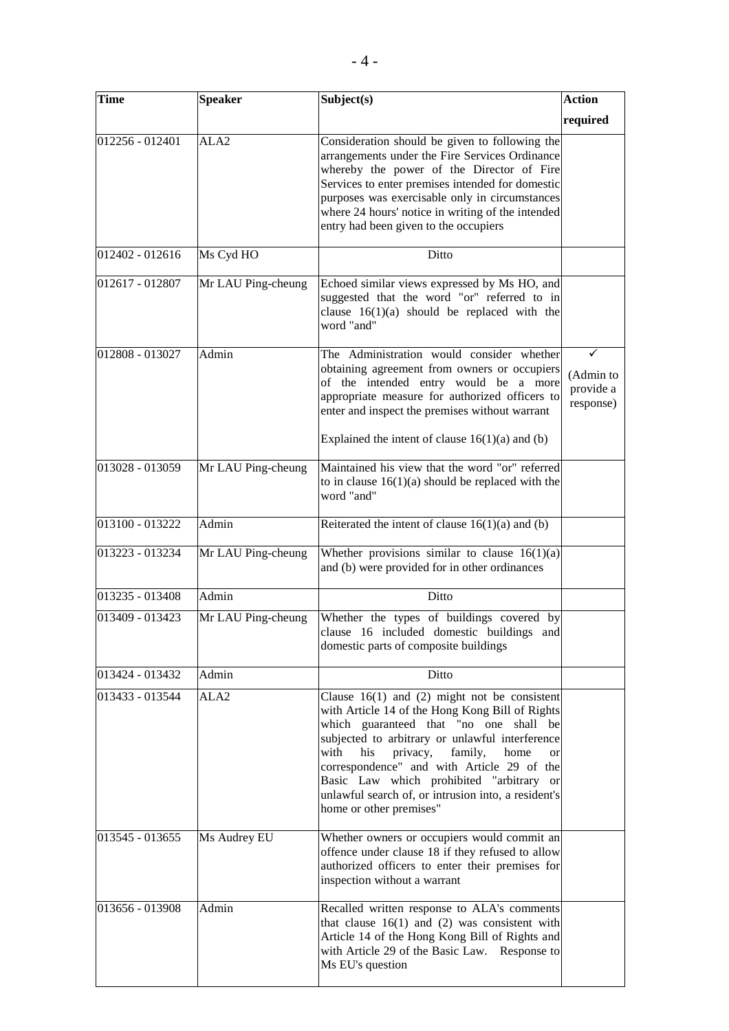| Time | Speaker | Subject(s) | Action required |
|---|---|---|---|
| 012256 - 012401 | ALA2 | Consideration should be given to following the arrangements under the Fire Services Ordinance whereby the power of the Director of Fire Services to enter premises intended for domestic purposes was exercisable only in circumstances where 24 hours' notice in writing of the intended entry had been given to the occupiers | |
| 012402 - 012616 | Ms Cyd HO | Ditto | |
| 012617 - 012807 | Mr LAU Ping-cheung | Echoed similar views expressed by Ms HO, and suggested that the word "or" referred to in clause 16(1)(a) should be replaced with the word "and" | |
| 012808 - 013027 | Admin | The Administration would consider whether obtaining agreement from owners or occupiers of the intended entry would be a more appropriate measure for authorized officers to enter and inspect the premises without warrant<br><br>Explained the intent of clause 16(1)(a) and (b) | ✓<br>(Admin to provide a response) |
| 013028 - 013059 | Mr LAU Ping-cheung | Maintained his view that the word "or" referred to in clause 16(1)(a) should be replaced with the word "and" | |
| 013100 - 013222 | Admin | Reiterated the intent of clause 16(1)(a) and (b) | |
| 013223 - 013234 | Mr LAU Ping-cheung | Whether provisions similar to clause 16(1)(a) and (b) were provided for in other ordinances | |
| 013235 - 013408 | Admin | Ditto | |
| 013409 - 013423 | Mr LAU Ping-cheung | Whether the types of buildings covered by clause 16 included domestic buildings and domestic parts of composite buildings | |
| 013424 - 013432 | Admin | Ditto | |
| 013433 - 013544 | ALA2 | Clause 16(1) and (2) might not be consistent with Article 14 of the Hong Kong Bill of Rights which guaranteed that "no one shall be subjected to arbitrary or unlawful interference with his privacy, family, home or correspondence" and with Article 29 of the Basic Law which prohibited "arbitrary or unlawful search of, or intrusion into, a resident's home or other premises" | |
| 013545 - 013655 | Ms Audrey EU | Whether owners or occupiers would commit an offence under clause 18 if they refused to allow authorized officers to enter their premises for inspection without a warrant | |
| 013656 - 013908 | Admin | Recalled written response to ALA's comments that clause 16(1) and (2) was consistent with Article 14 of the Hong Kong Bill of Rights and with Article 29 of the Basic Law. Response to Ms EU's question | |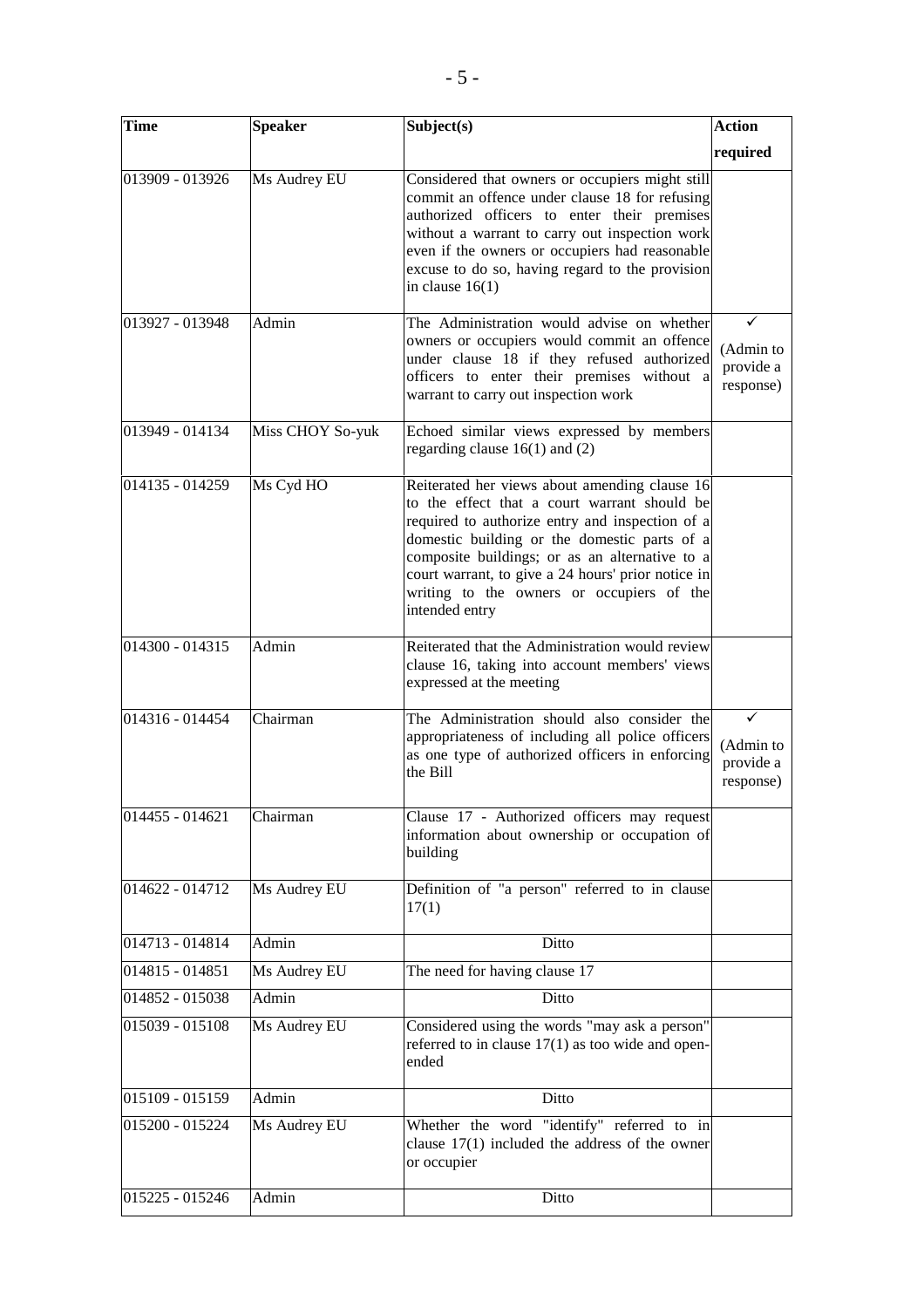| Time | Speaker | Subject(s) | Action required |
| --- | --- | --- | --- |
| 013909 - 013926 | Ms Audrey EU | Considered that owners or occupiers might still commit an offence under clause 18 for refusing authorized officers to enter their premises without a warrant to carry out inspection work even if the owners or occupiers had reasonable excuse to do so, having regard to the provision in clause 16(1) | |
| 013927 - 013948 | Admin | The Administration would advise on whether owners or occupiers would commit an offence under clause 18 if they refused authorized officers to enter their premises without a warrant to carry out inspection work | ✓ (Admin to provide a response) |
| 013949 - 014134 | Miss CHOY So-yuk | Echoed similar views expressed by members regarding clause 16(1) and (2) | |
| 014135 - 014259 | Ms Cyd HO | Reiterated her views about amending clause 16 to the effect that a court warrant should be required to authorize entry and inspection of a domestic building or the domestic parts of a composite buildings; or as an alternative to a court warrant, to give a 24 hours' prior notice in writing to the owners or occupiers of the intended entry | |
| 014300 - 014315 | Admin | Reiterated that the Administration would review clause 16, taking into account members' views expressed at the meeting | |
| 014316 - 014454 | Chairman | The Administration should also consider the appropriateness of including all police officers as one type of authorized officers in enforcing the Bill | ✓ (Admin to provide a response) |
| 014455 - 014621 | Chairman | Clause 17 - Authorized officers may request information about ownership or occupation of building | |
| 014622 - 014712 | Ms Audrey EU | Definition of "a person" referred to in clause 17(1) | |
| 014713 - 014814 | Admin | Ditto | |
| 014815 - 014851 | Ms Audrey EU | The need for having clause 17 | |
| 014852 - 015038 | Admin | Ditto | |
| 015039 - 015108 | Ms Audrey EU | Considered using the words "may ask a person" referred to in clause 17(1) as too wide and open-ended | |
| 015109 - 015159 | Admin | Ditto | |
| 015200 - 015224 | Ms Audrey EU | Whether the word "identify" referred to in clause 17(1) included the address of the owner or occupier | |
| 015225 - 015246 | Admin | Ditto | |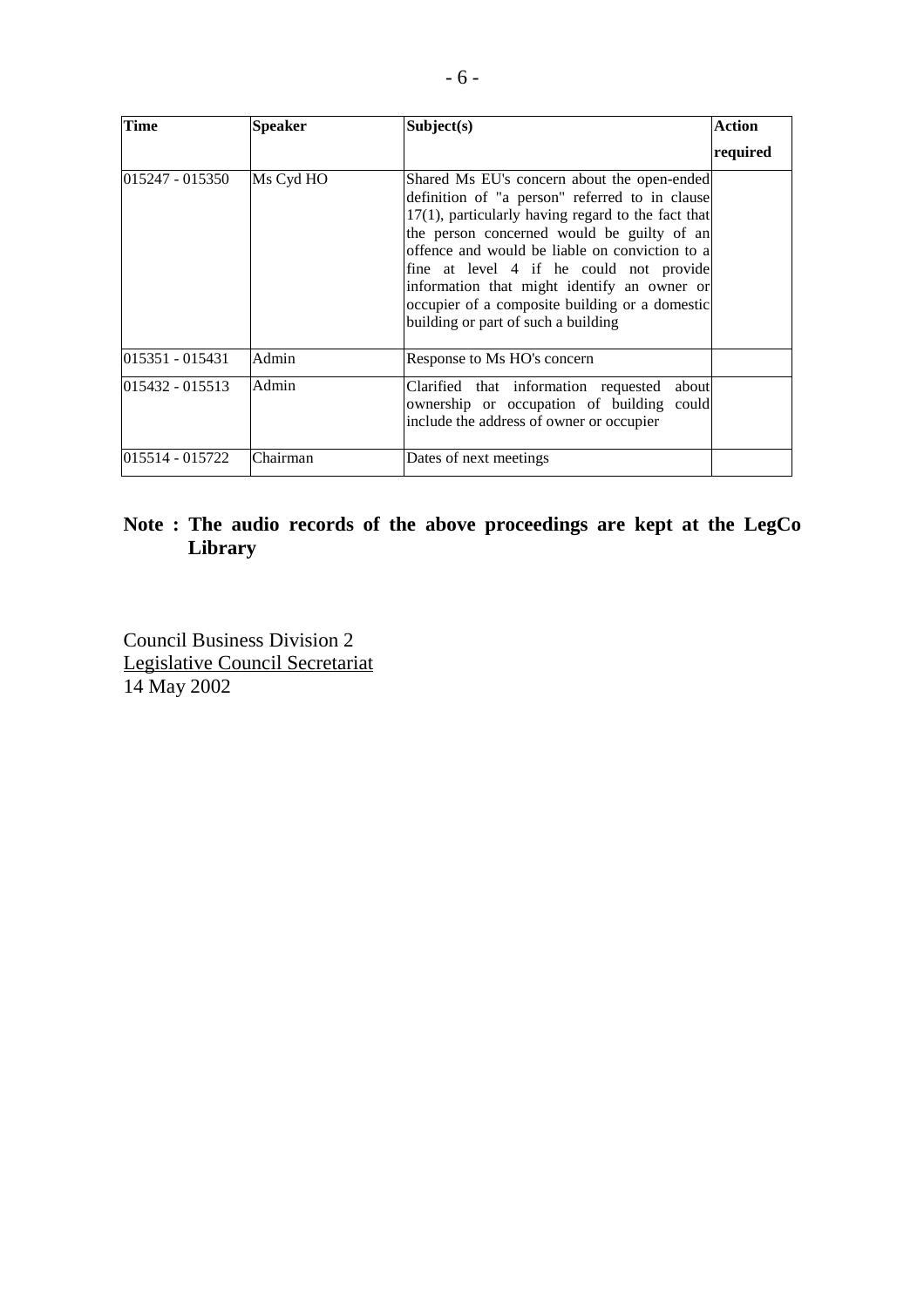| Time | Speaker | Subject(s) | Action required |
|---|---|---|---|
| 015247 - 015350 | Ms Cyd HO | Shared Ms EU's concern about the open-ended definition of "a person" referred to in clause 17(1), particularly having regard to the fact that the person concerned would be guilty of an offence and would be liable on conviction to a fine at level 4 if he could not provide information that might identify an owner or occupier of a composite building or a domestic building or part of such a building | |
| 015351 - 015431 | Admin | Response to Ms HO's concern | |
| 015432 - 015513 | Admin | Clarified that information requested about ownership or occupation of building could include the address of owner or occupier | |
| 015514 - 015722 | Chairman | Dates of next meetings | |

**Note : The audio records of the above proceedings are kept at the LegCo Library**

Council Business Division 2
Legislative Council Secretariat
14 May 2002